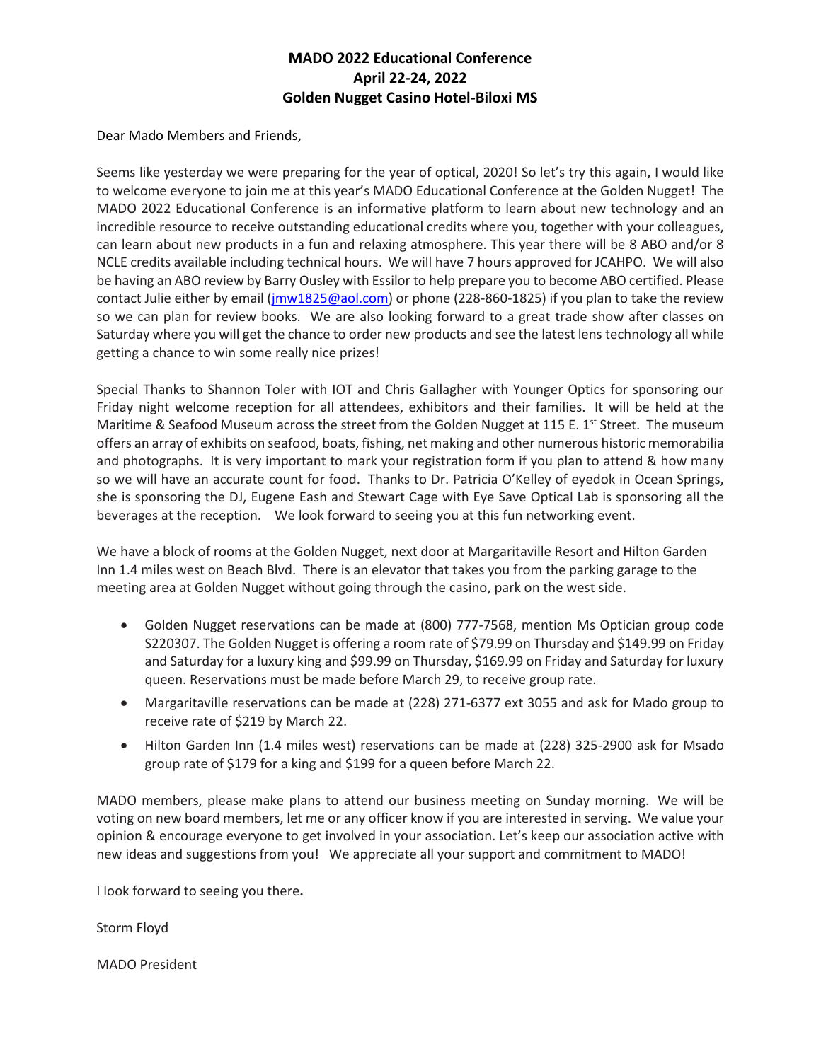# MADO 2022 Educational Conference
# April 22-24, 2022
# Golden Nugget Casino Hotel-Biloxi MS

Dear Mado Members and Friends,

Seems like yesterday we were preparing for the year of optical, 2020! So let's try this again, I would like to welcome everyone to join me at this year's MADO Educational Conference at the Golden Nugget! The MADO 2022 Educational Conference is an informative platform to learn about new technology and an incredible resource to receive outstanding educational credits where you, together with your colleagues, can learn about new products in a fun and relaxing atmosphere. This year there will be 8 ABO and/or 8 NCLE credits available including technical hours. We will have 7 hours approved for JCAHPO. We will also be having an ABO review by Barry Ousley with Essilor to help prepare you to become ABO certified. Please contact Julie either by email (jmw1825@aol.com) or phone (228-860-1825) if you plan to take the review so we can plan for review books. We are also looking forward to a great trade show after classes on Saturday where you will get the chance to order new products and see the latest lens technology all while getting a chance to win some really nice prizes!

Special Thanks to Shannon Toler with IOT and Chris Gallagher with Younger Optics for sponsoring our Friday night welcome reception for all attendees, exhibitors and their families. It will be held at the Maritime & Seafood Museum across the street from the Golden Nugget at 115 E. 1st Street. The museum offers an array of exhibits on seafood, boats, fishing, net making and other numerous historic memorabilia and photographs. It is very important to mark your registration form if you plan to attend & how many so we will have an accurate count for food. Thanks to Dr. Patricia O'Kelley of eyedok in Ocean Springs, she is sponsoring the DJ, Eugene Eash and Stewart Cage with Eye Save Optical Lab is sponsoring all the beverages at the reception. We look forward to seeing you at this fun networking event.

We have a block of rooms at the Golden Nugget, next door at Margaritaville Resort and Hilton Garden Inn 1.4 miles west on Beach Blvd. There is an elevator that takes you from the parking garage to the meeting area at Golden Nugget without going through the casino, park on the west side.

- Golden Nugget reservations can be made at (800) 777-7568, mention Ms Optician group code S220307. The Golden Nugget is offering a room rate of $79.99 on Thursday and $149.99 on Friday and Saturday for a luxury king and $99.99 on Thursday, $169.99 on Friday and Saturday for luxury queen. Reservations must be made before March 29, to receive group rate.
- Margaritaville reservations can be made at (228) 271-6377 ext 3055 and ask for Mado group to receive rate of $219 by March 22.
- Hilton Garden Inn (1.4 miles west) reservations can be made at (228) 325-2900 ask for Msado group rate of $179 for a king and $199 for a queen before March 22.

MADO members, please make plans to attend our business meeting on Sunday morning. We will be voting on new board members, let me or any officer know if you are interested in serving. We value your opinion & encourage everyone to get involved in your association. Let's keep our association active with new ideas and suggestions from you! We appreciate all your support and commitment to MADO!

I look forward to seeing you there.

Storm Floyd

MADO President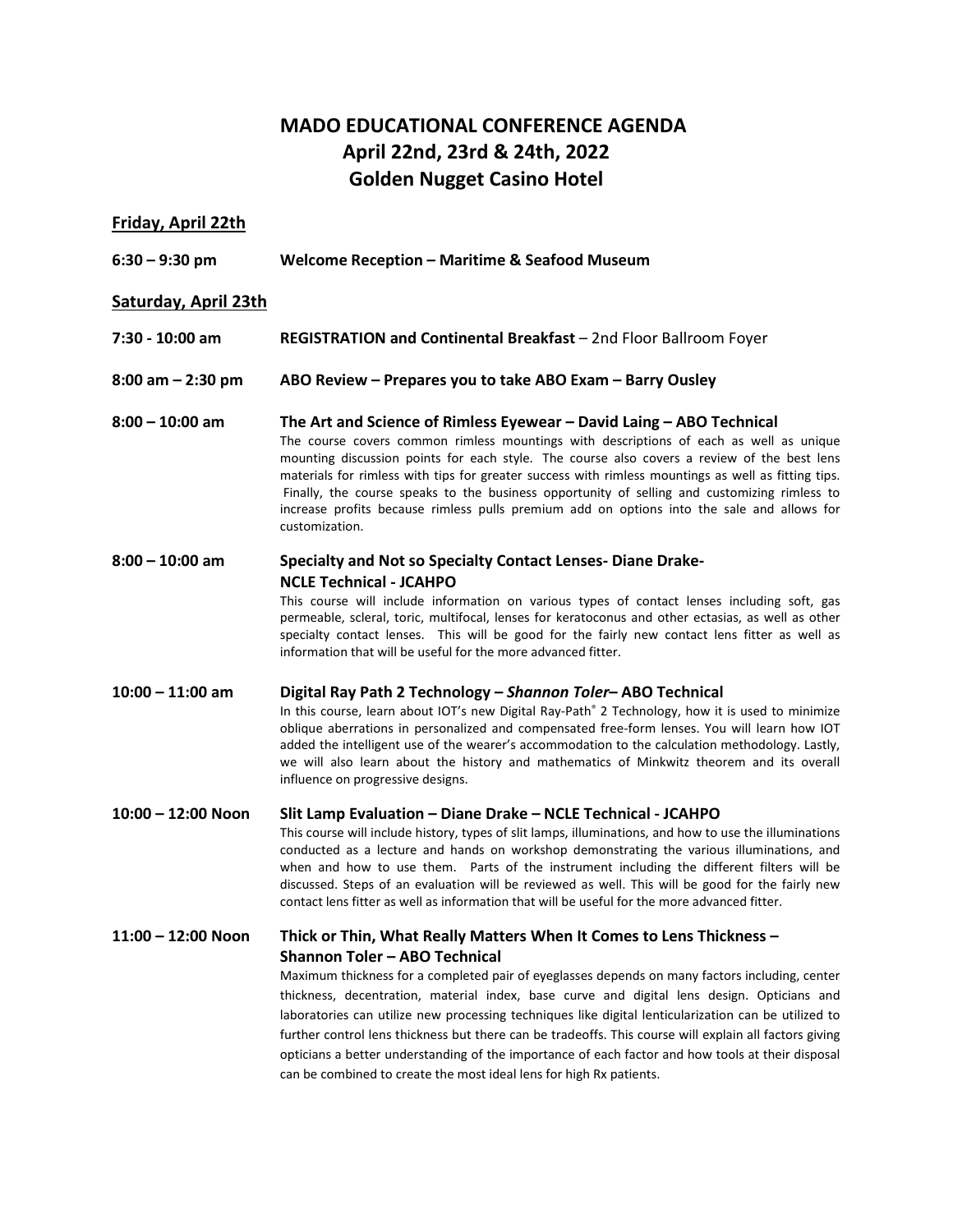# MADO EDUCATIONAL CONFERENCE AGENDA
## April 22nd, 23rd & 24th, 2022
## Golden Nugget Casino Hotel

### Friday, April 22th

**6:30 – 9:30 pm** **Welcome Reception – Maritime & Seafood Museum**

### Saturday, April 23th

**7:30 - 10:00 am** **REGISTRATION and Continental Breakfast** – 2nd Floor Ballroom Foyer

**8:00 am – 2:30 pm** **ABO Review – Prepares you to take ABO Exam – Barry Ousley**

**8:00 – 10:00 am** **The Art and Science of Rimless Eyewear – David Laing – ABO Technical**

The course covers common rimless mountings with descriptions of each as well as unique mounting discussion points for each style. The course also covers a review of the best lens materials for rimless with tips for greater success with rimless mountings as well as fitting tips. Finally, the course speaks to the business opportunity of selling and customizing rimless to increase profits because rimless pulls premium add on options into the sale and allows for customization.

**8:00 – 10:00 am** **Specialty and Not so Specialty Contact Lenses- Diane Drake- NCLE Technical - JCAHPO**

This course will include information on various types of contact lenses including soft, gas permeable, scleral, toric, multifocal, lenses for keratoconus and other ectasias, as well as other specialty contact lenses. This will be good for the fairly new contact lens fitter as well as information that will be useful for the more advanced fitter.

**10:00 – 11:00 am** **Digital Ray Path 2 Technology – *Shannon Toler*– ABO Technical**

In this course, learn about IOT's new Digital Ray-Path® 2 Technology, how it is used to minimize oblique aberrations in personalized and compensated free-form lenses. You will learn how IOT added the intelligent use of the wearer's accommodation to the calculation methodology. Lastly, we will also learn about the history and mathematics of Minkwitz theorem and its overall influence on progressive designs.

**10:00 – 12:00 Noon** **Slit Lamp Evaluation – Diane Drake – NCLE Technical - JCAHPO**

This course will include history, types of slit lamps, illuminations, and how to use the illuminations conducted as a lecture and hands on workshop demonstrating the various illuminations, and when and how to use them. Parts of the instrument including the different filters will be discussed. Steps of an evaluation will be reviewed as well. This will be good for the fairly new contact lens fitter as well as information that will be useful for the more advanced fitter.

**11:00 – 12:00 Noon** **Thick or Thin, What Really Matters When It Comes to Lens Thickness – Shannon Toler – ABO Technical**

Maximum thickness for a completed pair of eyeglasses depends on many factors including, center thickness, decentration, material index, base curve and digital lens design. Opticians and laboratories can utilize new processing techniques like digital lenticularization can be utilized to further control lens thickness but there can be tradeoffs. This course will explain all factors giving opticians a better understanding of the importance of each factor and how tools at their disposal can be combined to create the most ideal lens for high Rx patients.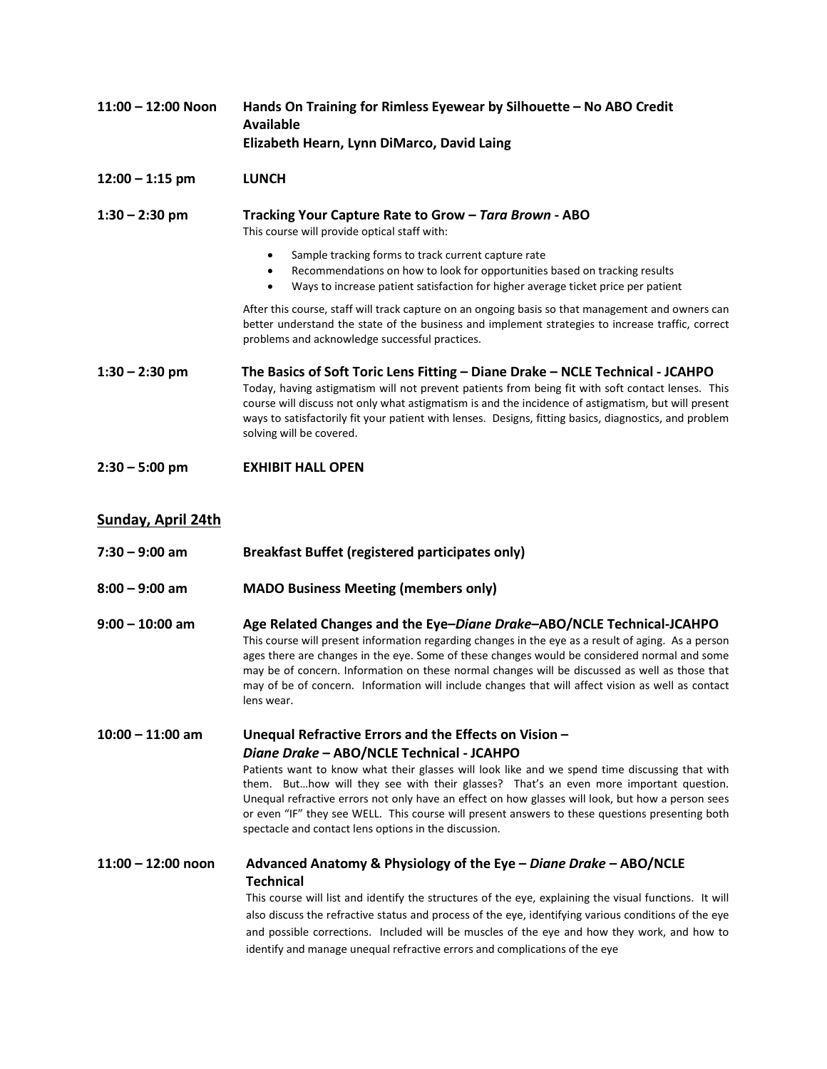**11:00 – 12:00 Noon** **Hands On Training for Rimless Eyewear by Silhouette – No ABO Credit Available**
**Elizabeth Hearn, Lynn DiMarco, David Laing**

**12:00 – 1:15 pm** **LUNCH**

**1:30 – 2:30 pm** **Tracking Your Capture Rate to Grow – *Tara Brown* - ABO**

This course will provide optical staff with:

- Sample tracking forms to track current capture rate
- Recommendations on how to look for opportunities based on tracking results
- Ways to increase patient satisfaction for higher average ticket price per patient

After this course, staff will track capture on an ongoing basis so that management and owners can better understand the state of the business and implement strategies to increase traffic, correct problems and acknowledge successful practices.

**1:30 – 2:30 pm** **The Basics of Soft Toric Lens Fitting – Diane Drake – NCLE Technical - JCAHPO**

Today, having astigmatism will not prevent patients from being fit with soft contact lenses. This course will discuss not only what astigmatism is and the incidence of astigmatism, but will present ways to satisfactorily fit your patient with lenses. Designs, fitting basics, diagnostics, and problem solving will be covered.

**2:30 – 5:00 pm** **EXHIBIT HALL OPEN**

## Sunday, April 24th

**7:30 – 9:00 am** **Breakfast Buffet (registered participates only)**

**8:00 – 9:00 am** **MADO Business Meeting (members only)**

**9:00 – 10:00 am** **Age Related Changes and the Eye–*Diane Drake*–ABO/NCLE Technical-JCAHPO**

This course will present information regarding changes in the eye as a result of aging. As a person ages there are changes in the eye. Some of these changes would be considered normal and some may be of concern. Information on these normal changes will be discussed as well as those that may of be of concern. Information will include changes that will affect vision as well as contact lens wear.

**10:00 – 11:00 am** **Unequal Refractive Errors and the Effects on Vision – *Diane Drake* – ABO/NCLE Technical - JCAHPO**

Patients want to know what their glasses will look like and we spend time discussing that with them. But…how will they see with their glasses? That's an even more important question. Unequal refractive errors not only have an effect on how glasses will look, but how a person sees or even "IF" they see WELL. This course will present answers to these questions presenting both spectacle and contact lens options in the discussion.

**11:00 – 12:00 noon** **Advanced Anatomy & Physiology of the Eye – *Diane Drake* – ABO/NCLE Technical**

This course will list and identify the structures of the eye, explaining the visual functions. It will also discuss the refractive status and process of the eye, identifying various conditions of the eye and possible corrections. Included will be muscles of the eye and how they work, and how to identify and manage unequal refractive errors and complications of the eye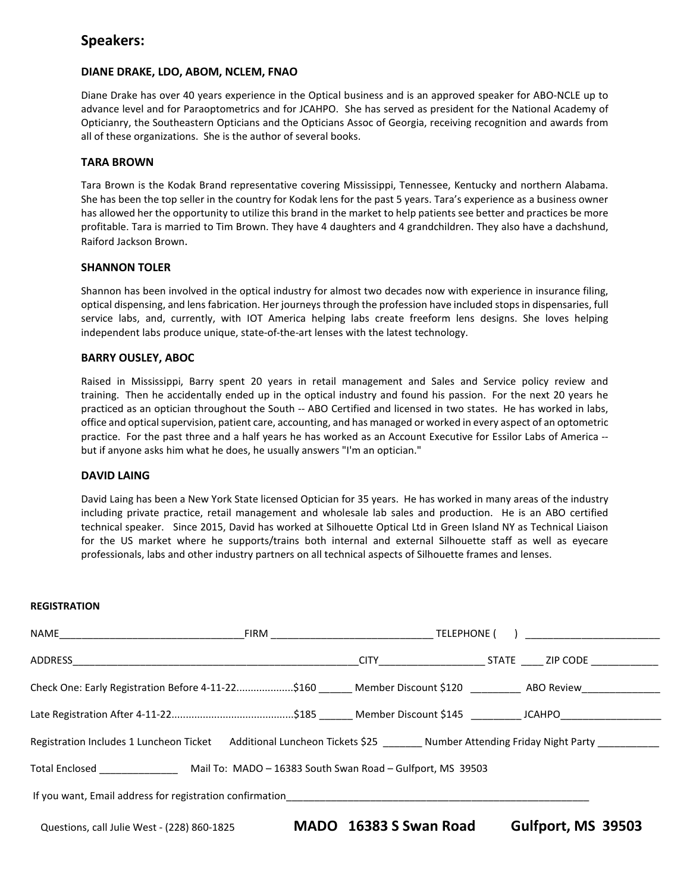## Speakers:

### DIANE DRAKE, LDO, ABOM, NCLEM, FNAO

Diane Drake has over 40 years experience in the Optical business and is an approved speaker for ABO-NCLE up to advance level and for Paraoptometrics and for JCAHPO. She has served as president for the National Academy of Opticianry, the Southeastern Opticians and the Opticians Assoc of Georgia, receiving recognition and awards from all of these organizations. She is the author of several books.

### TARA BROWN

Tara Brown is the Kodak Brand representative covering Mississippi, Tennessee, Kentucky and northern Alabama. She has been the top seller in the country for Kodak lens for the past 5 years. Tara's experience as a business owner has allowed her the opportunity to utilize this brand in the market to help patients see better and practices be more profitable. Tara is married to Tim Brown. They have 4 daughters and 4 grandchildren. They also have a dachshund, Raiford Jackson Brown.

### SHANNON TOLER

Shannon has been involved in the optical industry for almost two decades now with experience in insurance filing, optical dispensing, and lens fabrication. Her journeys through the profession have included stops in dispensaries, full service labs, and, currently, with IOT America helping labs create freeform lens designs. She loves helping independent labs produce unique, state-of-the-art lenses with the latest technology.

### BARRY OUSLEY, ABOC

Raised in Mississippi, Barry spent 20 years in retail management and Sales and Service policy review and training. Then he accidentally ended up in the optical industry and found his passion. For the next 20 years he practiced as an optician throughout the South -- ABO Certified and licensed in two states. He has worked in labs, office and optical supervision, patient care, accounting, and has managed or worked in every aspect of an optometric practice. For the past three and a half years he has worked as an Account Executive for Essilor Labs of America -- but if anyone asks him what he does, he usually answers "I'm an optician."

### DAVID LAING

David Laing has been a New York State licensed Optician for 35 years. He has worked in many areas of the industry including private practice, retail management and wholesale lab sales and production. He is an ABO certified technical speaker. Since 2015, David has worked at Silhouette Optical Ltd in Green Island NY as Technical Liaison for the US market where he supports/trains both internal and external Silhouette staff as well as eyecare professionals, labs and other industry partners on all technical aspects of Silhouette frames and lenses.

**REGISTRATION**

NAME________________________________ FIRM ____________________________ TELEPHONE (     ) ________________________

ADDRESS___________________________________________________ CITY__________________ STATE ____ ZIP CODE ____________

Check One: Early Registration Before 4-11-22...................$160 ______ Member Discount $120 ________ ABO Review_____________

Late Registration After 4-11-22..........................................$185 ______ Member Discount $145 ________ JCAHPO_________________

Registration Includes 1 Luncheon Ticket     Additional Luncheon Tickets $25 _______ Number Attending Friday Night Party ___________

Total Enclosed ______________     Mail To: MADO – 16383 South Swan Road – Gulfport, MS 39503

If you want, Email address for registration confirmation________________________________________________________

Questions, call Julie West - (228) 860-1825     **MADO 16383 S Swan Road     Gulfport, MS 39503**